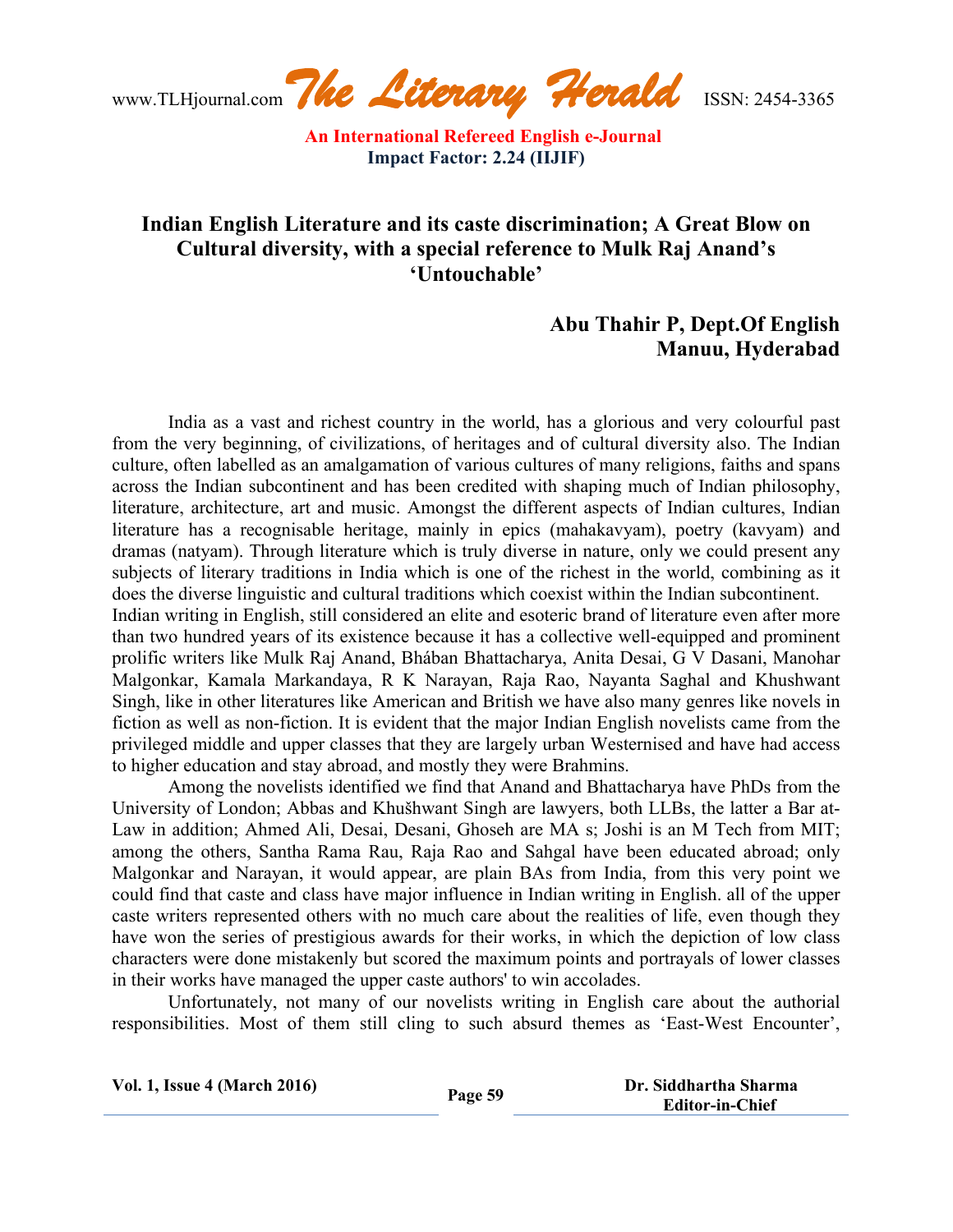# Indian English Literature and its caste discrimination; A Great Blow on Cultural diversity, with a special reference to Mulk Raj Anand's 'Untouchable'

**Abu Thahir P, Dept.Of English**
**Manuu, Hyderabad**

India as a vast and richest country in the world, has a glorious and very colourful past from the very beginning, of civilizations, of heritages and of cultural diversity also. The Indian culture, often labelled as an amalgamation of various cultures of many religions, faiths and spans across the Indian subcontinent and has been credited with shaping much of Indian philosophy, literature, architecture, art and music. Amongst the different aspects of Indian cultures, Indian literature has a recognisable heritage, mainly in epics (mahakavyam), poetry (kavyam) and dramas (natyam). Through literature which is truly diverse in nature, only we could present any subjects of literary traditions in India which is one of the richest in the world, combining as it does the diverse linguistic and cultural traditions which coexist within the Indian subcontinent.
Indian writing in English, still considered an elite and esoteric brand of literature even after more than two hundred years of its existence because it has a collective well-equipped and prominent prolific writers like Mulk Raj Anand, Bhában Bhattacharya, Anita Desai, G V Dasani, Manohar Malgonkar, Kamala Markandaya, R K Narayan, Raja Rao, Nayanta Saghal and Khushwant Singh, like in other literatures like American and British we have also many genres like novels in fiction as well as non-fiction. It is evident that the major Indian English novelists came from the privileged middle and upper classes that they are largely urban Westernised and have had access to higher education and stay abroad, and mostly they were Brahmins.

Among the novelists identified we find that Anand and Bhattacharya have PhDs from the University of London; Abbas and Khušhwant Singh are lawyers, both LLBs, the latter a Bar at-Law in addition; Ahmed Ali, Desai, Desani, Ghoseh are MA s; Joshi is an M Tech from MIT; among the others, Santha Rama Rau, Raja Rao and Sahgal have been educated abroad; only Malgonkar and Narayan, it would appear, are plain BAs from India, from this very point we could find that caste and class have major influence in Indian writing in English. all of the upper caste writers represented others with no much care about the realities of life, even though they have won the series of prestigious awards for their works, in which the depiction of low class characters were done mistakenly but scored the maximum points and portrayals of lower classes in their works have managed the upper caste authors' to win accolades.

Unfortunately, not many of our novelists writing in English care about the authorial responsibilities. Most of them still cling to such absurd themes as 'East-West Encounter',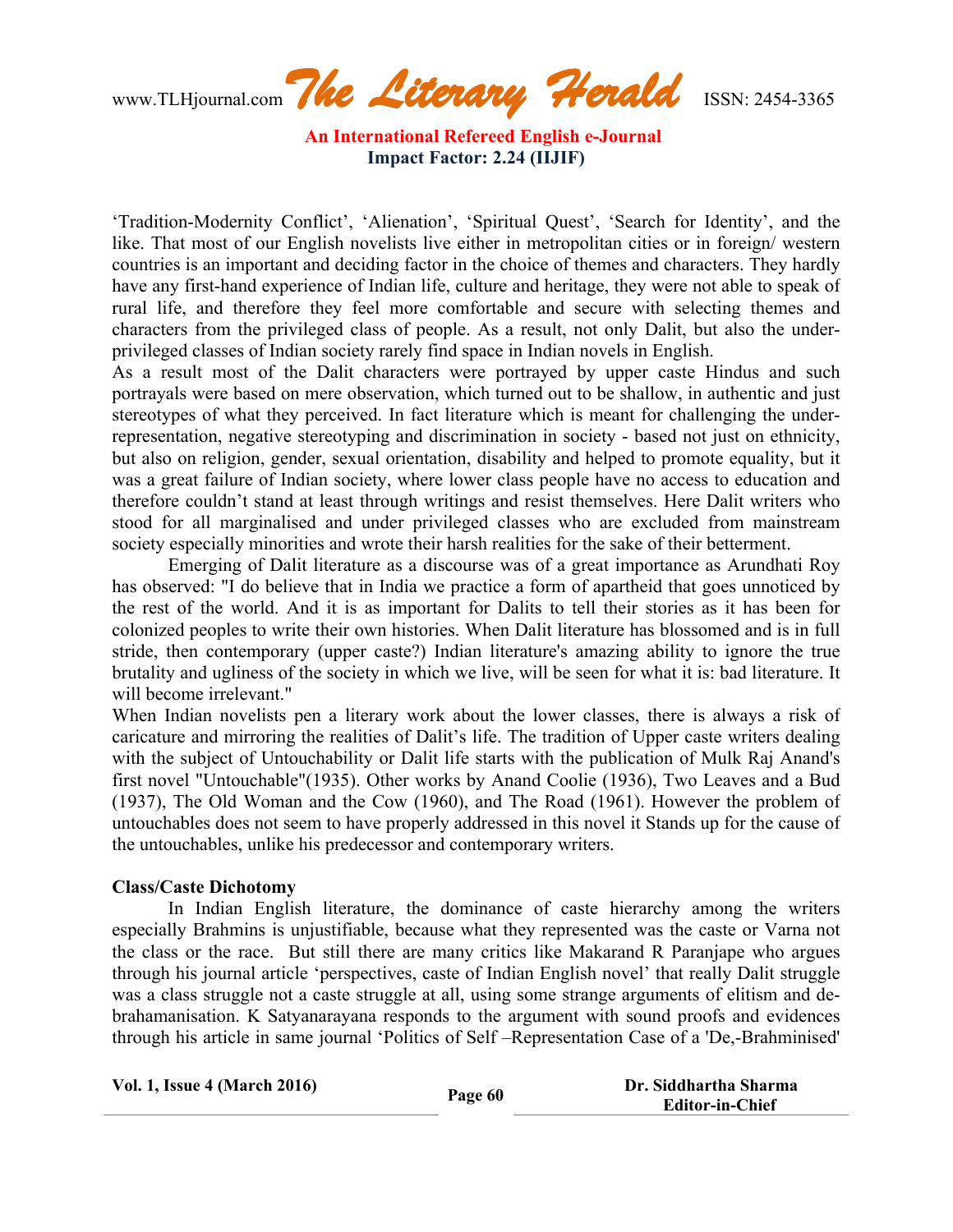'Tradition-Modernity Conflict', 'Alienation', 'Spiritual Quest', 'Search for Identity', and the like. That most of our English novelists live either in metropolitan cities or in foreign/ western countries is an important and deciding factor in the choice of themes and characters. They hardly have any first-hand experience of Indian life, culture and heritage, they were not able to speak of rural life, and therefore they feel more comfortable and secure with selecting themes and characters from the privileged class of people. As a result, not only Dalit, but also the under-privileged classes of Indian society rarely find space in Indian novels in English.

As a result most of the Dalit characters were portrayed by upper caste Hindus and such portrayals were based on mere observation, which turned out to be shallow, in authentic and just stereotypes of what they perceived. In fact literature which is meant for challenging the under-representation, negative stereotyping and discrimination in society - based not just on ethnicity, but also on religion, gender, sexual orientation, disability and helped to promote equality, but it was a great failure of Indian society, where lower class people have no access to education and therefore couldn't stand at least through writings and resist themselves. Here Dalit writers who stood for all marginalised and under privileged classes who are excluded from mainstream society especially minorities and wrote their harsh realities for the sake of their betterment.

Emerging of Dalit literature as a discourse was of a great importance as Arundhati Roy has observed: "I do believe that in India we practice a form of apartheid that goes unnoticed by the rest of the world. And it is as important for Dalits to tell their stories as it has been for colonized peoples to write their own histories. When Dalit literature has blossomed and is in full stride, then contemporary (upper caste?) Indian literature's amazing ability to ignore the true brutality and ugliness of the society in which we live, will be seen for what it is: bad literature. It will become irrelevant."

When Indian novelists pen a literary work about the lower classes, there is always a risk of caricature and mirroring the realities of Dalit's life. The tradition of Upper caste writers dealing with the subject of Untouchability or Dalit life starts with the publication of Mulk Raj Anand's first novel "Untouchable"(1935). Other works by Anand Coolie (1936), Two Leaves and a Bud (1937), The Old Woman and the Cow (1960), and The Road (1961). However the problem of untouchables does not seem to have properly addressed in this novel it Stands up for the cause of the untouchables, unlike his predecessor and contemporary writers.

**Class/Caste Dichotomy**

In Indian English literature, the dominance of caste hierarchy among the writers especially Brahmins is unjustifiable, because what they represented was the caste or Varna not the class or the race. But still there are many critics like Makarand R Paranjape who argues through his journal article 'perspectives, caste of Indian English novel' that really Dalit struggle was a class struggle not a caste struggle at all, using some strange arguments of elitism and de-brahamanisation. K Satyanarayana responds to the argument with sound proofs and evidences through his article in same journal 'Politics of Self –Representation Case of a 'De,-Brahminised'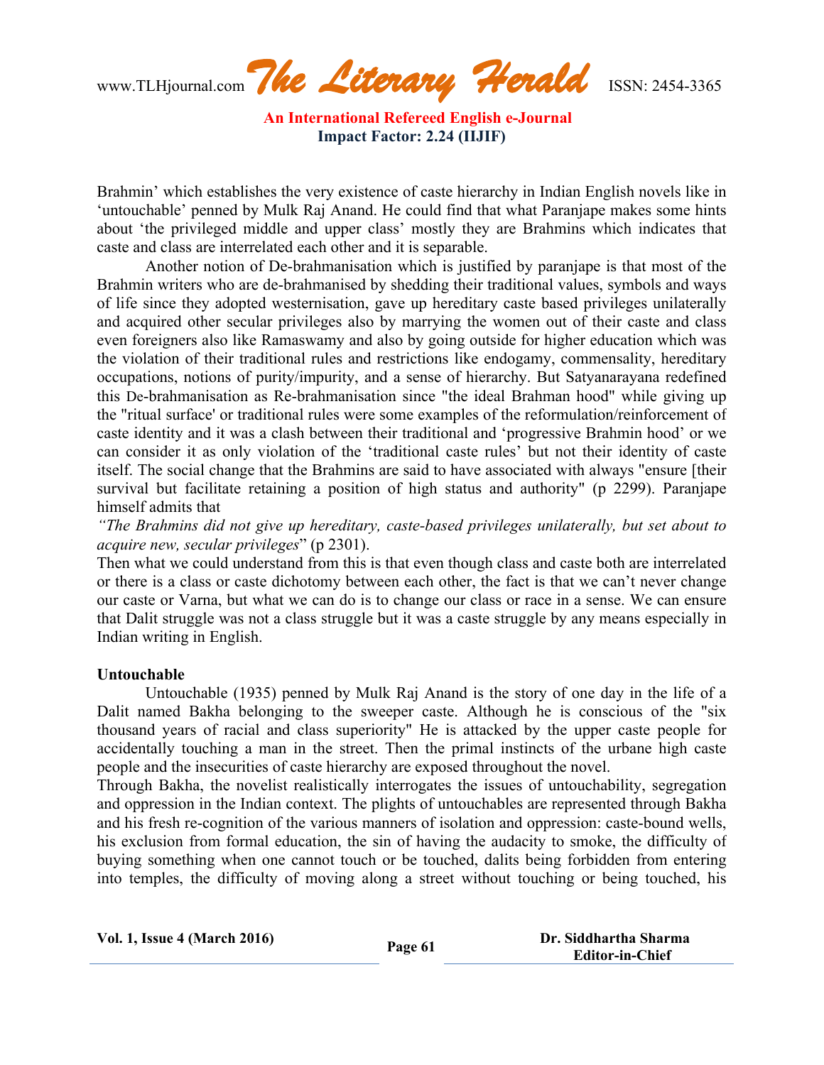Brahmin' which establishes the very existence of caste hierarchy in Indian English novels like in 'untouchable' penned by Mulk Raj Anand. He could find that what Paranjape makes some hints about 'the privileged middle and upper class' mostly they are Brahmins which indicates that caste and class are interrelated each other and it is separable.

Another notion of De-brahmanisation which is justified by paranjape is that most of the Brahmin writers who are de-brahmanised by shedding their traditional values, symbols and ways of life since they adopted westernisation, gave up hereditary caste based privileges unilaterally and acquired other secular privileges also by marrying the women out of their caste and class even foreigners also like Ramaswamy and also by going outside for higher education which was the violation of their traditional rules and restrictions like endogamy, commensality, hereditary occupations, notions of purity/impurity, and a sense of hierarchy. But Satyanarayana redefined this De-brahmanisation as Re-brahmanisation since "the ideal Brahman hood" while giving up the "ritual surface' or traditional rules were some examples of the reformulation/reinforcement of caste identity and it was a clash between their traditional and 'progressive Brahmin hood' or we can consider it as only violation of the 'traditional caste rules' but not their identity of caste itself. The social change that the Brahmins are said to have associated with always "ensure [their survival but facilitate retaining a position of high status and authority" (p 2299). Paranjape himself admits that

*"The Brahmins did not give up hereditary, caste-based privileges unilaterally, but set about to acquire new, secular privileges*" (p 2301).

Then what we could understand from this is that even though class and caste both are interrelated or there is a class or caste dichotomy between each other, the fact is that we can't never change our caste or Varna, but what we can do is to change our class or race in a sense. We can ensure that Dalit struggle was not a class struggle but it was a caste struggle by any means especially in Indian writing in English.

**Untouchable**

Untouchable (1935) penned by Mulk Raj Anand is the story of one day in the life of a Dalit named Bakha belonging to the sweeper caste. Although he is conscious of the "six thousand years of racial and class superiority" He is attacked by the upper caste people for accidentally touching a man in the street. Then the primal instincts of the urbane high caste people and the insecurities of caste hierarchy are exposed throughout the novel.

Through Bakha, the novelist realistically interrogates the issues of untouchability, segregation and oppression in the Indian context. The plights of untouchables are represented through Bakha and his fresh re-cognition of the various manners of isolation and oppression: caste-bound wells, his exclusion from formal education, the sin of having the audacity to smoke, the difficulty of buying something when one cannot touch or be touched, dalits being forbidden from entering into temples, the difficulty of moving along a street without touching or being touched, his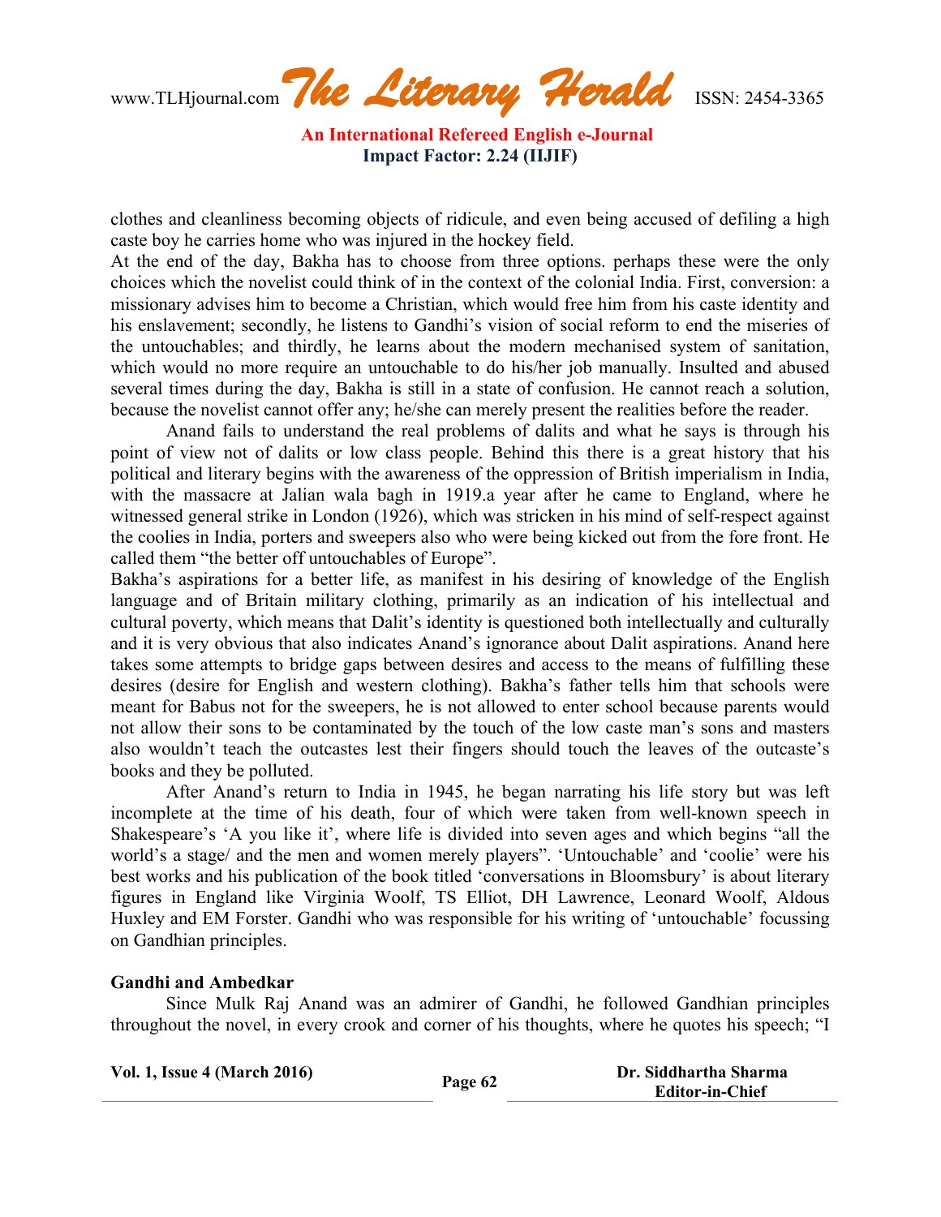clothes and cleanliness becoming objects of ridicule, and even being accused of defiling a high caste boy he carries home who was injured in the hockey field.

At the end of the day, Bakha has to choose from three options. perhaps these were the only choices which the novelist could think of in the context of the colonial India. First, conversion: a missionary advises him to become a Christian, which would free him from his caste identity and his enslavement; secondly, he listens to Gandhi's vision of social reform to end the miseries of the untouchables; and thirdly, he learns about the modern mechanised system of sanitation, which would no more require an untouchable to do his/her job manually. Insulted and abused several times during the day, Bakha is still in a state of confusion. He cannot reach a solution, because the novelist cannot offer any; he/she can merely present the realities before the reader.

Anand fails to understand the real problems of dalits and what he says is through his point of view not of dalits or low class people. Behind this there is a great history that his political and literary begins with the awareness of the oppression of British imperialism in India, with the massacre at Jalian wala bagh in 1919.a year after he came to England, where he witnessed general strike in London (1926), which was stricken in his mind of self-respect against the coolies in India, porters and sweepers also who were being kicked out from the fore front. He called them "the better off untouchables of Europe".

Bakha's aspirations for a better life, as manifest in his desiring of knowledge of the English language and of Britain military clothing, primarily as an indication of his intellectual and cultural poverty, which means that Dalit's identity is questioned both intellectually and culturally and it is very obvious that also indicates Anand's ignorance about Dalit aspirations. Anand here takes some attempts to bridge gaps between desires and access to the means of fulfilling these desires (desire for English and western clothing). Bakha's father tells him that schools were meant for Babus not for the sweepers, he is not allowed to enter school because parents would not allow their sons to be contaminated by the touch of the low caste man's sons and masters also wouldn't teach the outcastes lest their fingers should touch the leaves of the outcaste's books and they be polluted.

After Anand's return to India in 1945, he began narrating his life story but was left incomplete at the time of his death, four of which were taken from well-known speech in Shakespeare's 'A you like it', where life is divided into seven ages and which begins "all the world's a stage/ and the men and women merely players". 'Untouchable' and 'coolie' were his best works and his publication of the book titled 'conversations in Bloomsbury' is about literary figures in England like Virginia Woolf, TS Elliot, DH Lawrence, Leonard Woolf, Aldous Huxley and EM Forster. Gandhi who was responsible for his writing of 'untouchable' focussing on Gandhian principles.

**Gandhi and Ambedkar**

Since Mulk Raj Anand was an admirer of Gandhi, he followed Gandhian principles throughout the novel, in every crook and corner of his thoughts, where he quotes his speech; "I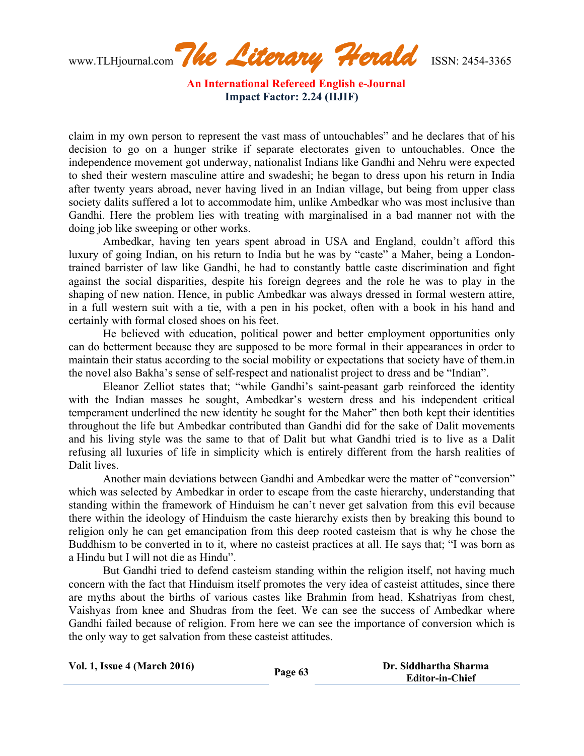claim in my own person to represent the vast mass of untouchables" and he declares that of his decision to go on a hunger strike if separate electorates given to untouchables. Once the independence movement got underway, nationalist Indians like Gandhi and Nehru were expected to shed their western masculine attire and swadeshi; he began to dress upon his return in India after twenty years abroad, never having lived in an Indian village, but being from upper class society dalits suffered a lot to accommodate him, unlike Ambedkar who was most inclusive than Gandhi. Here the problem lies with treating with marginalised in a bad manner not with the doing job like sweeping or other works.

Ambedkar, having ten years spent abroad in USA and England, couldn't afford this luxury of going Indian, on his return to India but he was by "caste" a Maher, being a London-trained barrister of law like Gandhi, he had to constantly battle caste discrimination and fight against the social disparities, despite his foreign degrees and the role he was to play in the shaping of new nation. Hence, in public Ambedkar was always dressed in formal western attire, in a full western suit with a tie, with a pen in his pocket, often with a book in his hand and certainly with formal closed shoes on his feet.

He believed with education, political power and better employment opportunities only can do betterment because they are supposed to be more formal in their appearances in order to maintain their status according to the social mobility or expectations that society have of them.in the novel also Bakha's sense of self-respect and nationalist project to dress and be "Indian".

Eleanor Zelliot states that; "while Gandhi's saint-peasant garb reinforced the identity with the Indian masses he sought, Ambedkar's western dress and his independent critical temperament underlined the new identity he sought for the Maher" then both kept their identities throughout the life but Ambedkar contributed than Gandhi did for the sake of Dalit movements and his living style was the same to that of Dalit but what Gandhi tried is to live as a Dalit refusing all luxuries of life in simplicity which is entirely different from the harsh realities of Dalit lives.

Another main deviations between Gandhi and Ambedkar were the matter of "conversion" which was selected by Ambedkar in order to escape from the caste hierarchy, understanding that standing within the framework of Hinduism he can't never get salvation from this evil because there within the ideology of Hinduism the caste hierarchy exists then by breaking this bound to religion only he can get emancipation from this deep rooted casteism that is why he chose the Buddhism to be converted in to it, where no casteist practices at all. He says that; "I was born as a Hindu but I will not die as Hindu".

But Gandhi tried to defend casteism standing within the religion itself, not having much concern with the fact that Hinduism itself promotes the very idea of casteist attitudes, since there are myths about the births of various castes like Brahmin from head, Kshatriyas from chest, Vaishyas from knee and Shudras from the feet. We can see the success of Ambedkar where Gandhi failed because of religion. From here we can see the importance of conversion which is the only way to get salvation from these casteist attitudes.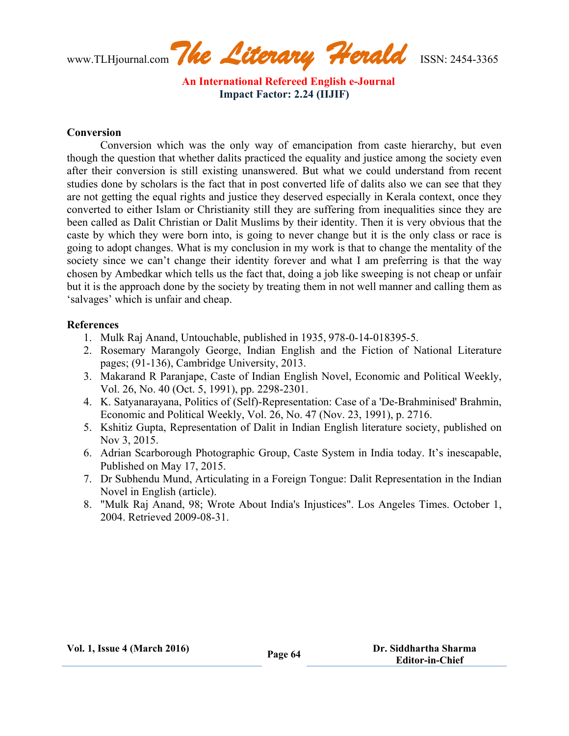**Conversion**

Conversion which was the only way of emancipation from caste hierarchy, but even though the question that whether dalits practiced the equality and justice among the society even after their conversion is still existing unanswered. But what we could understand from recent studies done by scholars is the fact that in post converted life of dalits also we can see that they are not getting the equal rights and justice they deserved especially in Kerala context, once they converted to either Islam or Christianity still they are suffering from inequalities since they are been called as Dalit Christian or Dalit Muslims by their identity. Then it is very obvious that the caste by which they were born into, is going to never change but it is the only class or race is going to adopt changes. What is my conclusion in my work is that to change the mentality of the society since we can't change their identity forever and what I am preferring is that the way chosen by Ambedkar which tells us the fact that, doing a job like sweeping is not cheap or unfair but it is the approach done by the society by treating them in not well manner and calling them as 'salvages' which is unfair and cheap.

**References**

1. Mulk Raj Anand, Untouchable, published in 1935, 978-0-14-018395-5.
2. Rosemary Marangoly George, Indian English and the Fiction of National Literature pages; (91-136), Cambridge University, 2013.
3. Makarand R Paranjape, Caste of Indian English Novel, Economic and Political Weekly, Vol. 26, No. 40 (Oct. 5, 1991), pp. 2298-2301.
4. K. Satyanarayana, Politics of (Self)-Representation: Case of a 'De-Brahminised' Brahmin, Economic and Political Weekly, Vol. 26, No. 47 (Nov. 23, 1991), p. 2716.
5. Kshitiz Gupta, Representation of Dalit in Indian English literature society, published on Nov 3, 2015.
6. Adrian Scarborough Photographic Group, Caste System in India today. It's inescapable, Published on May 17, 2015.
7. Dr Subhendu Mund, Articulating in a Foreign Tongue: Dalit Representation in the Indian Novel in English (article).
8. "Mulk Raj Anand, 98; Wrote About India's Injustices". Los Angeles Times. October 1, 2004. Retrieved 2009-08-31.